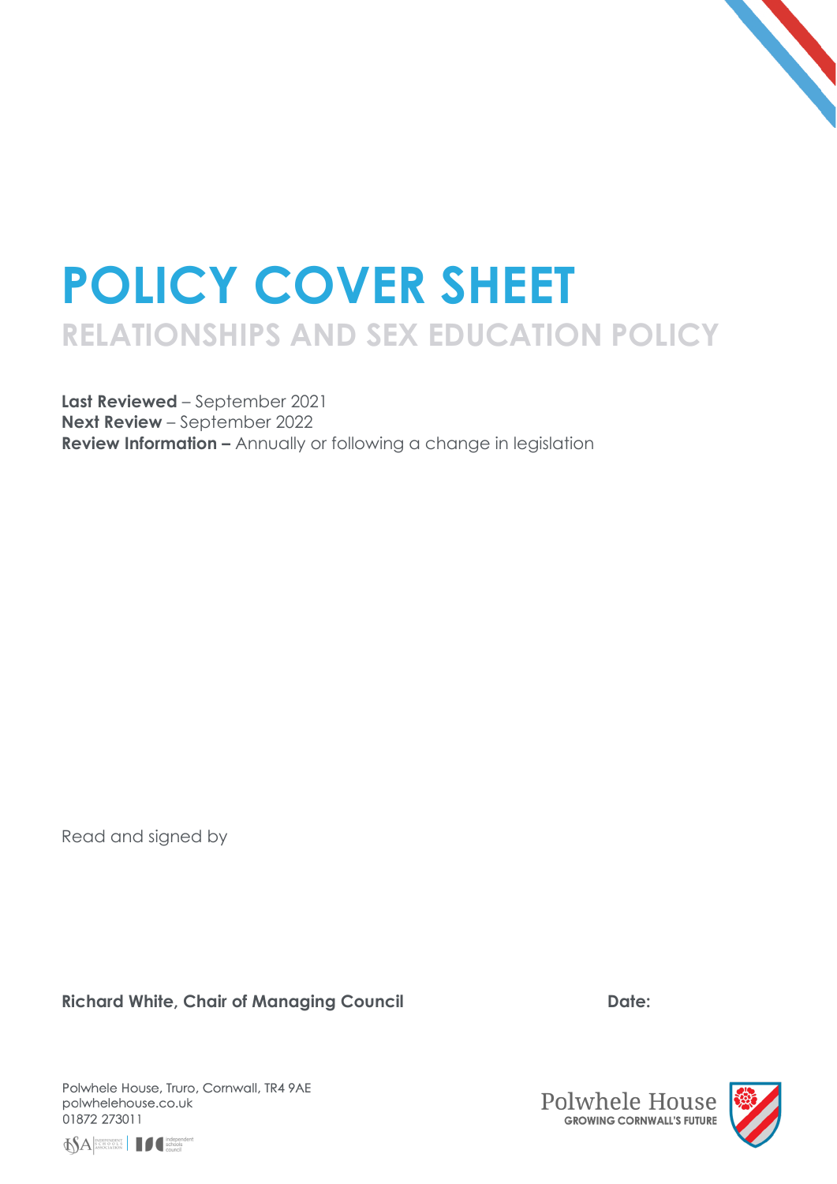# POLICY COVER SHEET

## RELATIONSHIPS AND SEX EDUCATION POLICY

**Last Reviewed** – September 2021
**Next Review** – September 2022
**Review Information –** Annually or following a change in legislation

Read and signed by

**Richard White, Chair of Managing Council** **Date:**

Polwhele House, Truro, Cornwall, TR4 9AE
polwhelehouse.co.uk
01872 273011

Polwhele House
GROWING CORNWALL'S FUTURE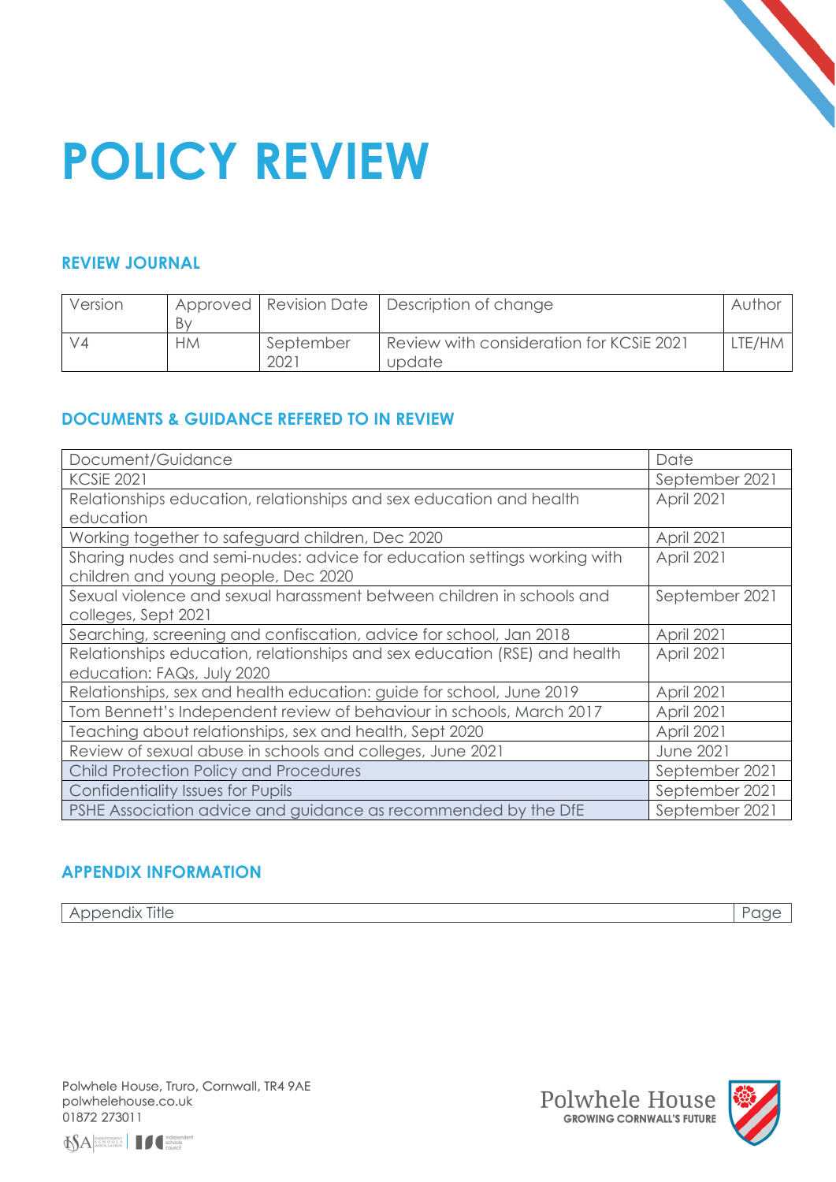# POLICY REVIEW

### REVIEW JOURNAL

| Version | Approved By | Revision Date | Description of change | Author |
|---|---|---|---|---|
| V4 | HM | September 2021 | Review with consideration for KCSiE 2021 update | LTE/HM |

### DOCUMENTS & GUIDANCE REFERED TO IN REVIEW

| Document/Guidance | Date |
|---|---|
| KCSiE 2021 | September 2021 |
| Relationships education, relationships and sex education and health education | April 2021 |
| Working together to safeguard children, Dec 2020 | April 2021 |
| Sharing nudes and semi-nudes: advice for education settings working with children and young people, Dec 2020 | April 2021 |
| Sexual violence and sexual harassment between children in schools and colleges, Sept 2021 | September 2021 |
| Searching, screening and confiscation, advice for school, Jan 2018 | April 2021 |
| Relationships education, relationships and sex education (RSE) and health education: FAQs, July 2020 | April 2021 |
| Relationships, sex and health education: guide for school, June 2019 | April 2021 |
| Tom Bennett's Independent review of behaviour in schools, March 2017 | April 2021 |
| Teaching about relationships, sex and health, Sept 2020 | April 2021 |
| Review of sexual abuse in schools and colleges, June 2021 | June 2021 |
| Child Protection Policy and Procedures | September 2021 |
| Confidentiality Issues for Pupils | September 2021 |
| PSHE Association advice and guidance as recommended by the DfE | September 2021 |

### APPENDIX INFORMATION

| Appendix Title | Page |
|---|---|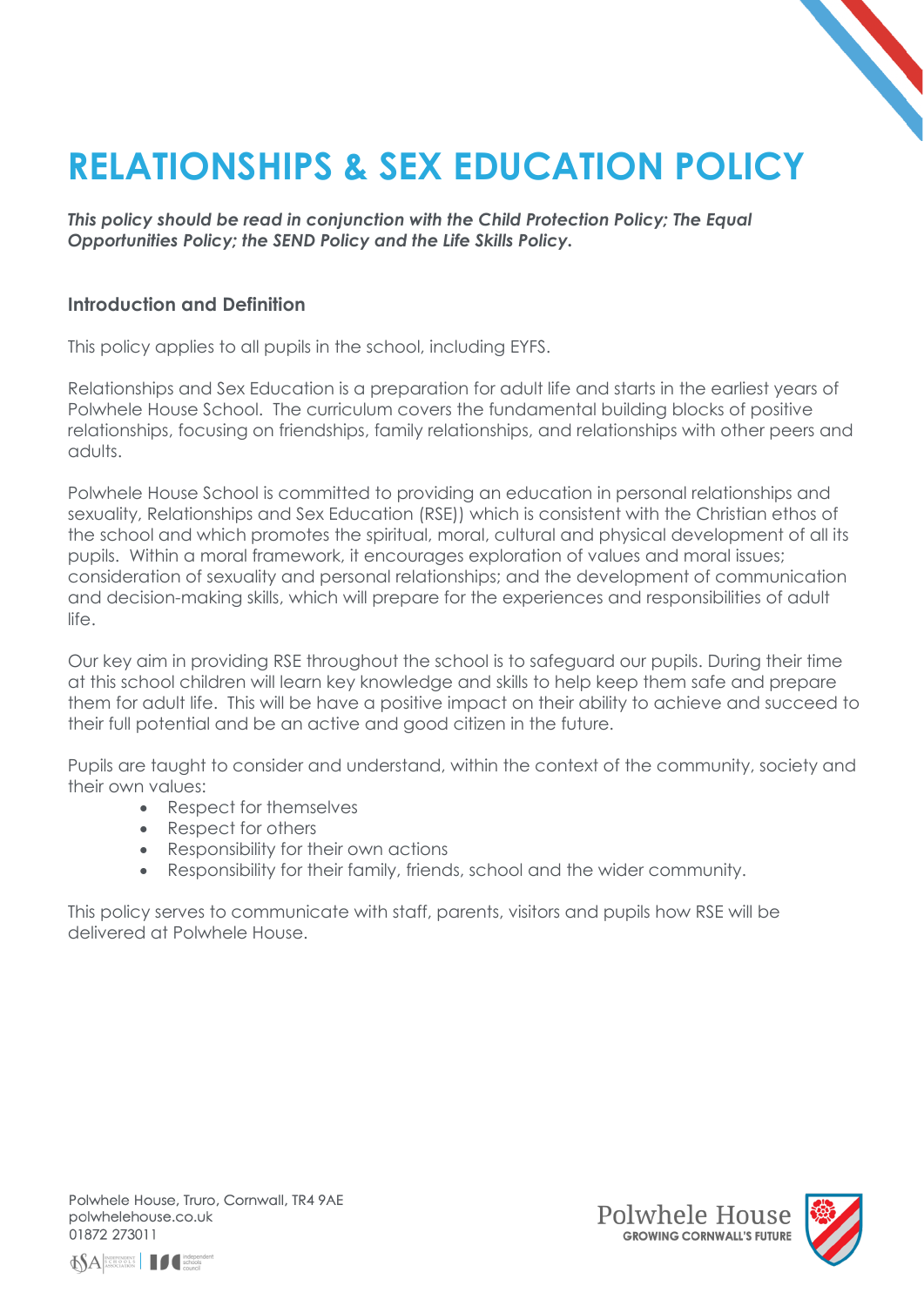# RELATIONSHIPS & SEX EDUCATION POLICY

***This policy should be read in conjunction with the Child Protection Policy; The Equal Opportunities Policy; the SEND Policy and the Life Skills Policy.***

## Introduction and Definition

This policy applies to all pupils in the school, including EYFS.

Relationships and Sex Education is a preparation for adult life and starts in the earliest years of Polwhele House School. The curriculum covers the fundamental building blocks of positive relationships, focusing on friendships, family relationships, and relationships with other peers and adults.

Polwhele House School is committed to providing an education in personal relationships and sexuality, Relationships and Sex Education (RSE)) which is consistent with the Christian ethos of the school and which promotes the spiritual, moral, cultural and physical development of all its pupils. Within a moral framework, it encourages exploration of values and moral issues; consideration of sexuality and personal relationships; and the development of communication and decision-making skills, which will prepare for the experiences and responsibilities of adult life.

Our key aim in providing RSE throughout the school is to safeguard our pupils. During their time at this school children will learn key knowledge and skills to help keep them safe and prepare them for adult life. This will be have a positive impact on their ability to achieve and succeed to their full potential and be an active and good citizen in the future.

Pupils are taught to consider and understand, within the context of the community, society and their own values:

- Respect for themselves
- Respect for others
- Responsibility for their own actions
- Responsibility for their family, friends, school and the wider community.

This policy serves to communicate with staff, parents, visitors and pupils how RSE will be delivered at Polwhele House.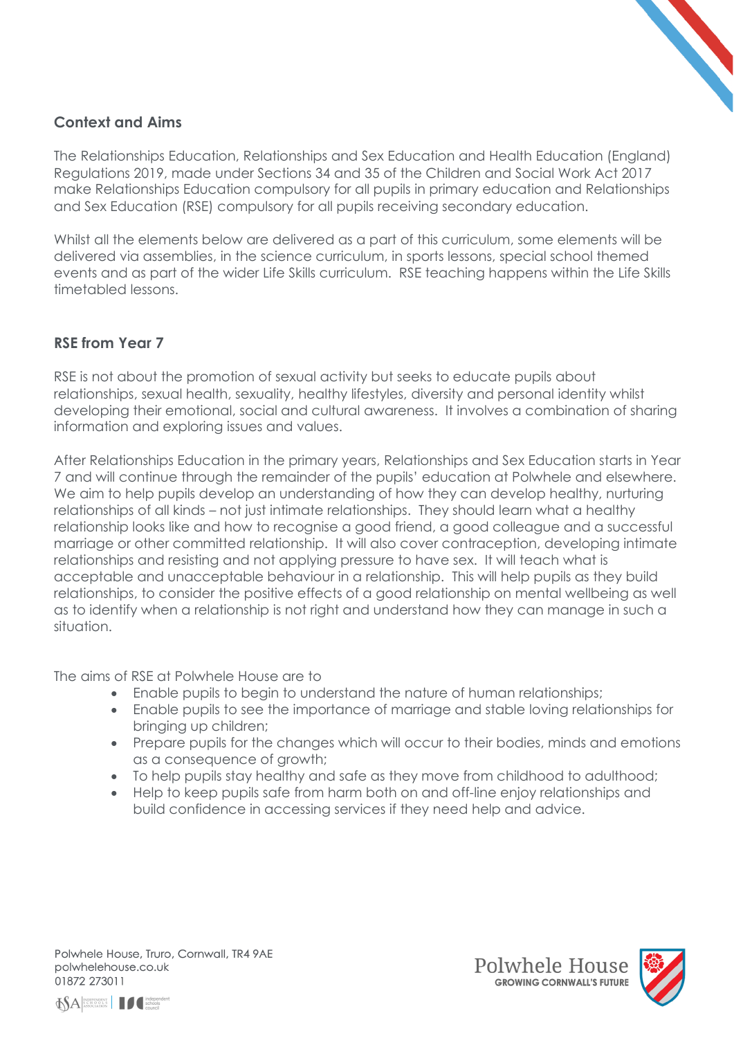## Context and Aims

The Relationships Education, Relationships and Sex Education and Health Education (England) Regulations 2019, made under Sections 34 and 35 of the Children and Social Work Act 2017 make Relationships Education compulsory for all pupils in primary education and Relationships and Sex Education (RSE) compulsory for all pupils receiving secondary education.

Whilst all the elements below are delivered as a part of this curriculum, some elements will be delivered via assemblies, in the science curriculum, in sports lessons, special school themed events and as part of the wider Life Skills curriculum. RSE teaching happens within the Life Skills timetabled lessons.

## RSE from Year 7

RSE is not about the promotion of sexual activity but seeks to educate pupils about relationships, sexual health, sexuality, healthy lifestyles, diversity and personal identity whilst developing their emotional, social and cultural awareness. It involves a combination of sharing information and exploring issues and values.

After Relationships Education in the primary years, Relationships and Sex Education starts in Year 7 and will continue through the remainder of the pupils' education at Polwhele and elsewhere. We aim to help pupils develop an understanding of how they can develop healthy, nurturing relationships of all kinds – not just intimate relationships. They should learn what a healthy relationship looks like and how to recognise a good friend, a good colleague and a successful marriage or other committed relationship. It will also cover contraception, developing intimate relationships and resisting and not applying pressure to have sex. It will teach what is acceptable and unacceptable behaviour in a relationship. This will help pupils as they build relationships, to consider the positive effects of a good relationship on mental wellbeing as well as to identify when a relationship is not right and understand how they can manage in such a situation.

The aims of RSE at Polwhele House are to

- Enable pupils to begin to understand the nature of human relationships;
- Enable pupils to see the importance of marriage and stable loving relationships for bringing up children;
- Prepare pupils for the changes which will occur to their bodies, minds and emotions as a consequence of growth;
- To help pupils stay healthy and safe as they move from childhood to adulthood;
- Help to keep pupils safe from harm both on and off-line enjoy relationships and build confidence in accessing services if they need help and advice.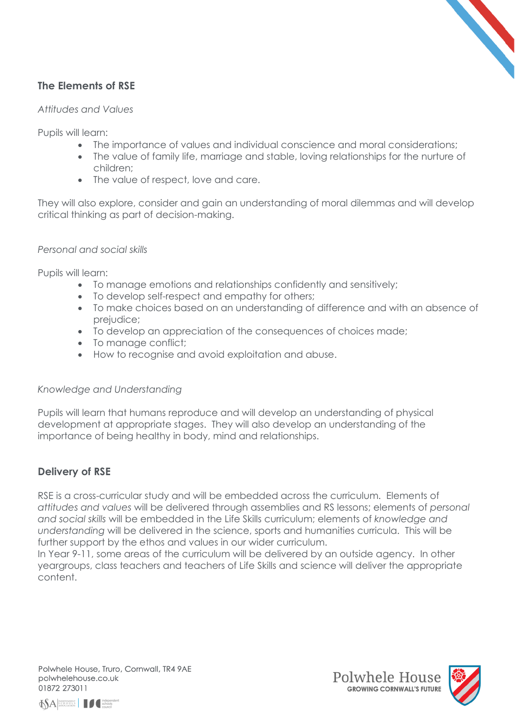## The Elements of RSE

*Attitudes and Values*

Pupils will learn:

- The importance of values and individual conscience and moral considerations;
- The value of family life, marriage and stable, loving relationships for the nurture of children;
- The value of respect, love and care.

They will also explore, consider and gain an understanding of moral dilemmas and will develop critical thinking as part of decision-making.

*Personal and social skills*

Pupils will learn:

- To manage emotions and relationships confidently and sensitively;
- To develop self-respect and empathy for others;
- To make choices based on an understanding of difference and with an absence of prejudice;
- To develop an appreciation of the consequences of choices made;
- To manage conflict;
- How to recognise and avoid exploitation and abuse.

*Knowledge and Understanding*

Pupils will learn that humans reproduce and will develop an understanding of physical development at appropriate stages. They will also develop an understanding of the importance of being healthy in body, mind and relationships.

## Delivery of RSE

RSE is a cross-curricular study and will be embedded across the curriculum. Elements of *attitudes and values* will be delivered through assemblies and RS lessons; elements of *personal and social skills* will be embedded in the Life Skills curriculum; elements of *knowledge and understanding* will be delivered in the science, sports and humanities curricula. This will be further support by the ethos and values in our wider curriculum.
In Year 9-11, some areas of the curriculum will be delivered by an outside agency. In other yeargroups, class teachers and teachers of Life Skills and science will deliver the appropriate content.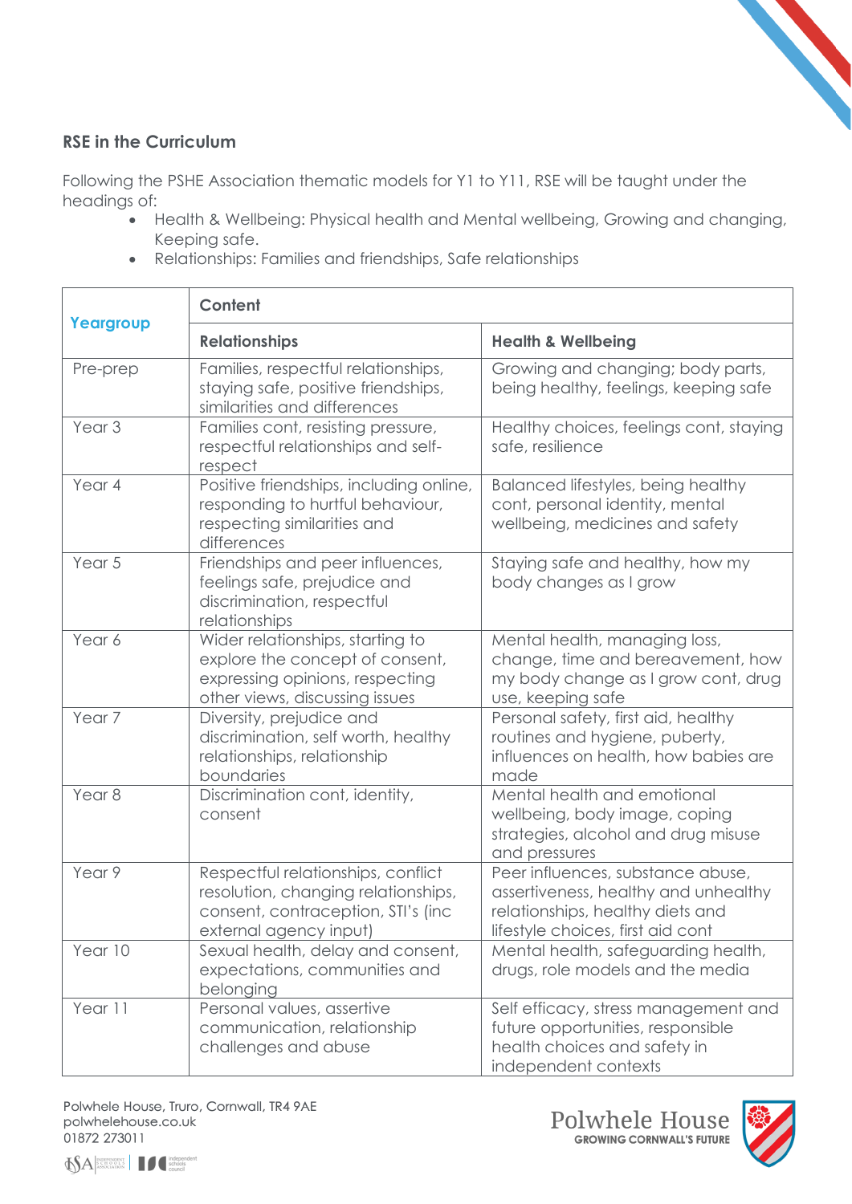## RSE in the Curriculum

Following the PSHE Association thematic models for Y1 to Y11, RSE will be taught under the headings of:

- Health & Wellbeing: Physical health and Mental wellbeing, Growing and changing, Keeping safe.
- Relationships: Families and friendships, Safe relationships

| Yeargroup | Content | |
|---|---|---|
| | **Relationships** | **Health & Wellbeing** |
| Pre-prep | Families, respectful relationships, staying safe, positive friendships, similarities and differences | Growing and changing; body parts, being healthy, feelings, keeping safe |
| Year 3 | Families cont, resisting pressure, respectful relationships and self-respect | Healthy choices, feelings cont, staying safe, resilience |
| Year 4 | Positive friendships, including online, responding to hurtful behaviour, respecting similarities and differences | Balanced lifestyles, being healthy cont, personal identity, mental wellbeing, medicines and safety |
| Year 5 | Friendships and peer influences, feelings safe, prejudice and discrimination, respectful relationships | Staying safe and healthy, how my body changes as I grow |
| Year 6 | Wider relationships, starting to explore the concept of consent, expressing opinions, respecting other views, discussing issues | Mental health, managing loss, change, time and bereavement, how my body change as I grow cont, drug use, keeping safe |
| Year 7 | Diversity, prejudice and discrimination, self worth, healthy relationships, relationship boundaries | Personal safety, first aid, healthy routines and hygiene, puberty, influences on health, how babies are made |
| Year 8 | Discrimination cont, identity, consent | Mental health and emotional wellbeing, body image, coping strategies, alcohol and drug misuse and pressures |
| Year 9 | Respectful relationships, conflict resolution, changing relationships, consent, contraception, STI's (inc external agency input) | Peer influences, substance abuse, assertiveness, healthy and unhealthy relationships, healthy diets and lifestyle choices, first aid cont |
| Year 10 | Sexual health, delay and consent, expectations, communities and belonging | Mental health, safeguarding health, drugs, role models and the media |
| Year 11 | Personal values, assertive communication, relationship challenges and abuse | Self efficacy, stress management and future opportunities, responsible health choices and safety in independent contexts |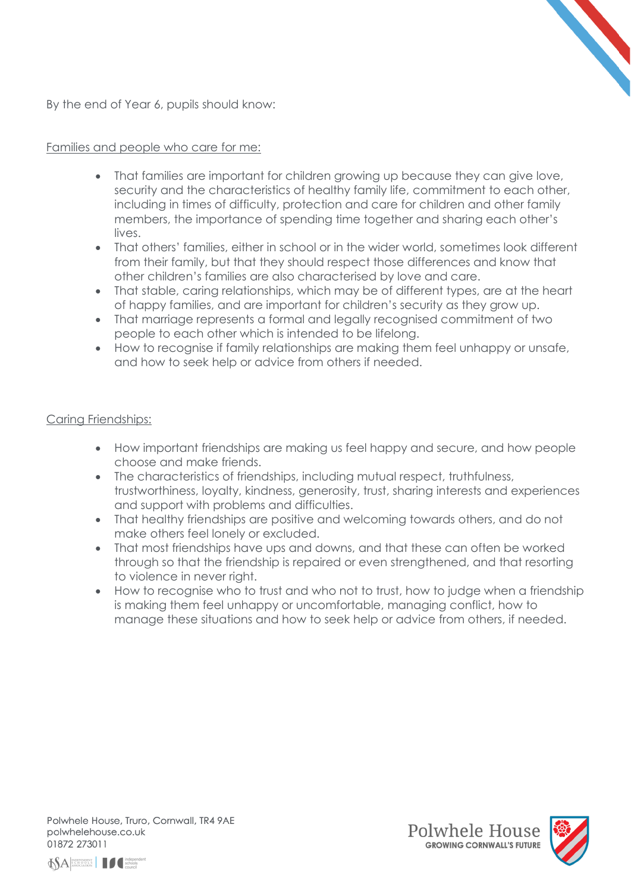By the end of Year 6, pupils should know:

Families and people who care for me:

- That families are important for children growing up because they can give love, security and the characteristics of healthy family life, commitment to each other, including in times of difficulty, protection and care for children and other family members, the importance of spending time together and sharing each other's lives.
- That others' families, either in school or in the wider world, sometimes look different from their family, but that they should respect those differences and know that other children's families are also characterised by love and care.
- That stable, caring relationships, which may be of different types, are at the heart of happy families, and are important for children's security as they grow up.
- That marriage represents a formal and legally recognised commitment of two people to each other which is intended to be lifelong.
- How to recognise if family relationships are making them feel unhappy or unsafe, and how to seek help or advice from others if needed.

Caring Friendships:

- How important friendships are making us feel happy and secure, and how people choose and make friends.
- The characteristics of friendships, including mutual respect, truthfulness, trustworthiness, loyalty, kindness, generosity, trust, sharing interests and experiences and support with problems and difficulties.
- That healthy friendships are positive and welcoming towards others, and do not make others feel lonely or excluded.
- That most friendships have ups and downs, and that these can often be worked through so that the friendship is repaired or even strengthened, and that resorting to violence in never right.
- How to recognise who to trust and who not to trust, how to judge when a friendship is making them feel unhappy or uncomfortable, managing conflict, how to manage these situations and how to seek help or advice from others, if needed.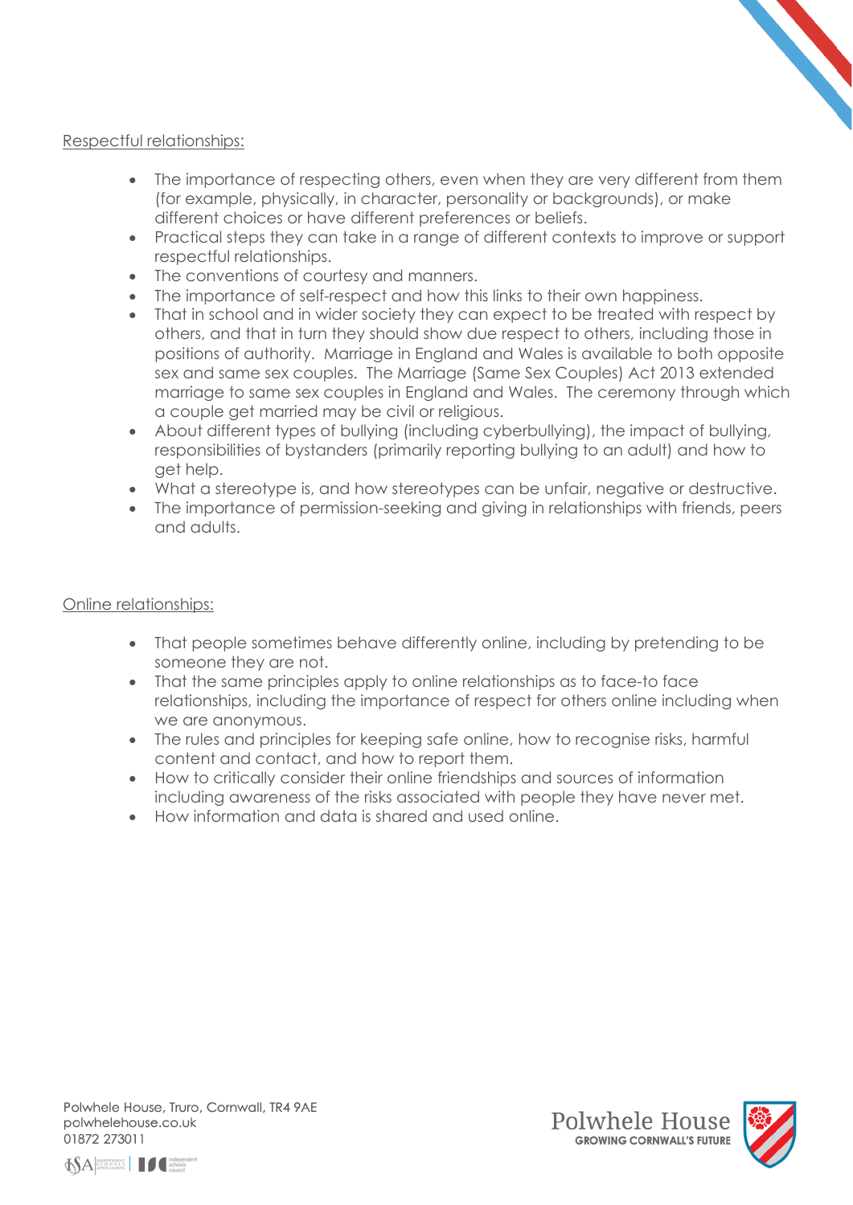Respectful relationships:

- The importance of respecting others, even when they are very different from them (for example, physically, in character, personality or backgrounds), or make different choices or have different preferences or beliefs.
- Practical steps they can take in a range of different contexts to improve or support respectful relationships.
- The conventions of courtesy and manners.
- The importance of self-respect and how this links to their own happiness.
- That in school and in wider society they can expect to be treated with respect by others, and that in turn they should show due respect to others, including those in positions of authority. Marriage in England and Wales is available to both opposite sex and same sex couples. The Marriage (Same Sex Couples) Act 2013 extended marriage to same sex couples in England and Wales. The ceremony through which a couple get married may be civil or religious.
- About different types of bullying (including cyberbullying), the impact of bullying, responsibilities of bystanders (primarily reporting bullying to an adult) and how to get help.
- What a stereotype is, and how stereotypes can be unfair, negative or destructive.
- The importance of permission-seeking and giving in relationships with friends, peers and adults.

Online relationships:

- That people sometimes behave differently online, including by pretending to be someone they are not.
- That the same principles apply to online relationships as to face-to face relationships, including the importance of respect for others online including when we are anonymous.
- The rules and principles for keeping safe online, how to recognise risks, harmful content and contact, and how to report them.
- How to critically consider their online friendships and sources of information including awareness of the risks associated with people they have never met.
- How information and data is shared and used online.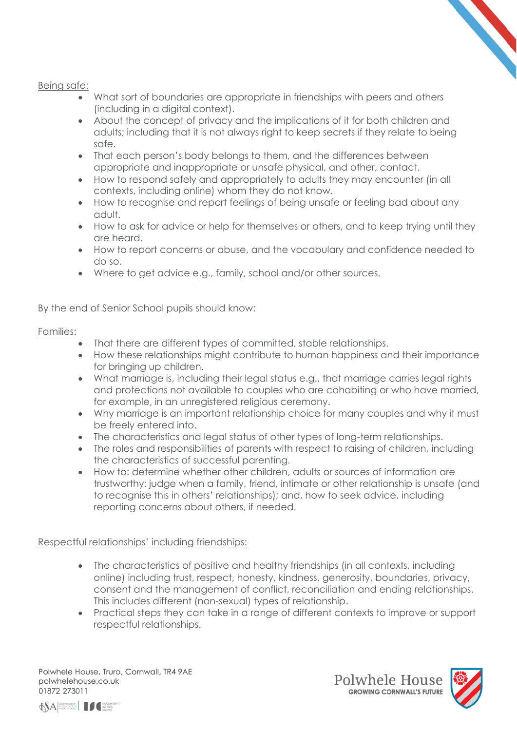Being safe:

- What sort of boundaries are appropriate in friendships with peers and others (including in a digital context).
- About the concept of privacy and the implications of it for both children and adults; including that it is not always right to keep secrets if they relate to being safe.
- That each person's body belongs to them, and the differences between appropriate and inappropriate or unsafe physical, and other, contact.
- How to respond safely and appropriately to adults they may encounter (in all contexts, including online) whom they do not know.
- How to recognise and report feelings of being unsafe or feeling bad about any adult.
- How to ask for advice or help for themselves or others, and to keep trying until they are heard.
- How to report concerns or abuse, and the vocabulary and confidence needed to do so.
- Where to get advice e.g., family, school and/or other sources.

By the end of Senior School pupils should know:

Families:

- That there are different types of committed, stable relationships.
- How these relationships might contribute to human happiness and their importance for bringing up children.
- What marriage is, including their legal status e.g., that marriage carries legal rights and protections not available to couples who are cohabiting or who have married, for example, in an unregistered religious ceremony.
- Why marriage is an important relationship choice for many couples and why it must be freely entered into.
- The characteristics and legal status of other types of long-term relationships.
- The roles and responsibilities of parents with respect to raising of children, including the characteristics of successful parenting.
- How to: determine whether other children, adults or sources of information are trustworthy: judge when a family, friend, intimate or other relationship is unsafe (and to recognise this in others' relationships); and, how to seek advice, including reporting concerns about others, if needed.

Respectful relationships' including friendships:

- The characteristics of positive and healthy friendships (in all contexts, including online) including trust, respect, honesty, kindness, generosity, boundaries, privacy, consent and the management of conflict, reconciliation and ending relationships. This includes different (non-sexual) types of relationship.
- Practical steps they can take in a range of different contexts to improve or support respectful relationships.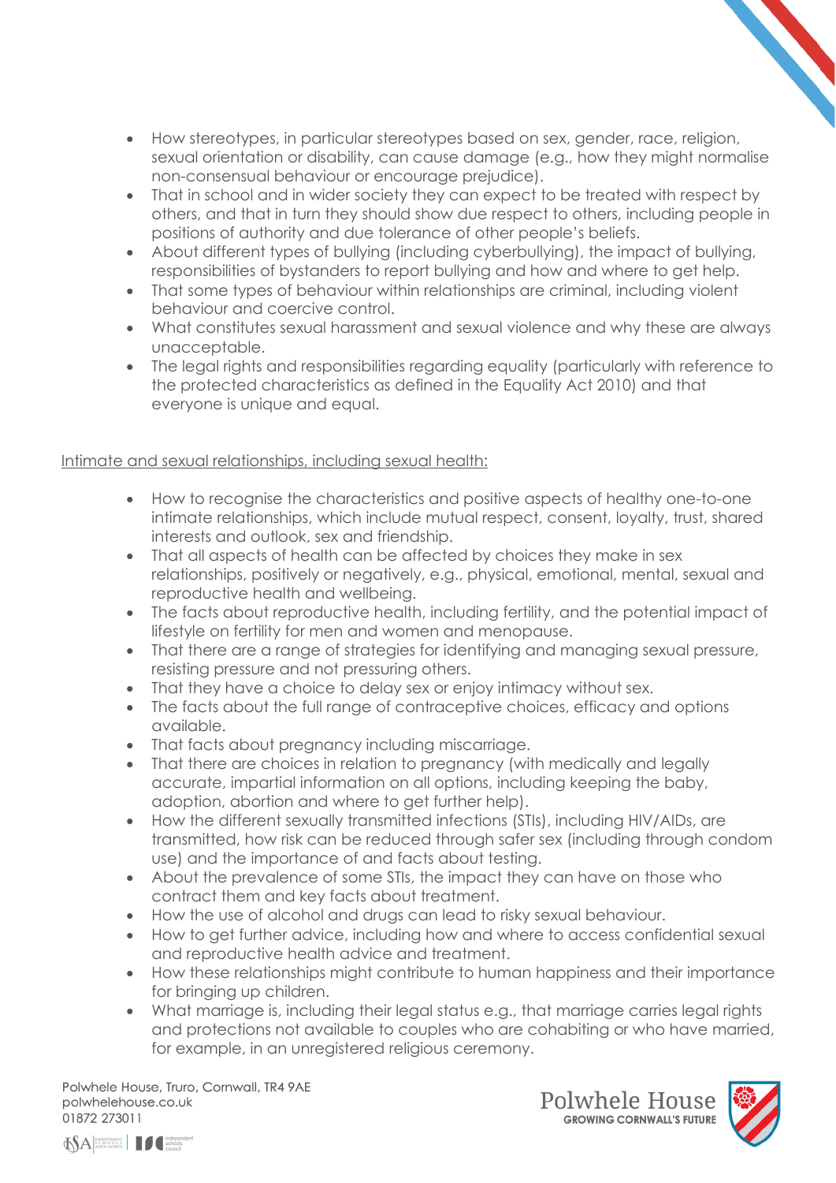- How stereotypes, in particular stereotypes based on sex, gender, race, religion, sexual orientation or disability, can cause damage (e.g., how they might normalise non-consensual behaviour or encourage prejudice).
- That in school and in wider society they can expect to be treated with respect by others, and that in turn they should show due respect to others, including people in positions of authority and due tolerance of other people's beliefs.
- About different types of bullying (including cyberbullying), the impact of bullying, responsibilities of bystanders to report bullying and how and where to get help.
- That some types of behaviour within relationships are criminal, including violent behaviour and coercive control.
- What constitutes sexual harassment and sexual violence and why these are always unacceptable.
- The legal rights and responsibilities regarding equality (particularly with reference to the protected characteristics as defined in the Equality Act 2010) and that everyone is unique and equal.

Intimate and sexual relationships, including sexual health:

- How to recognise the characteristics and positive aspects of healthy one-to-one intimate relationships, which include mutual respect, consent, loyalty, trust, shared interests and outlook, sex and friendship.
- That all aspects of health can be affected by choices they make in sex relationships, positively or negatively, e.g., physical, emotional, mental, sexual and reproductive health and wellbeing.
- The facts about reproductive health, including fertility, and the potential impact of lifestyle on fertility for men and women and menopause.
- That there are a range of strategies for identifying and managing sexual pressure, resisting pressure and not pressuring others.
- That they have a choice to delay sex or enjoy intimacy without sex.
- The facts about the full range of contraceptive choices, efficacy and options available.
- That facts about pregnancy including miscarriage.
- That there are choices in relation to pregnancy (with medically and legally accurate, impartial information on all options, including keeping the baby, adoption, abortion and where to get further help).
- How the different sexually transmitted infections (STIs), including HIV/AIDs, are transmitted, how risk can be reduced through safer sex (including through condom use) and the importance of and facts about testing.
- About the prevalence of some STIs, the impact they can have on those who contract them and key facts about treatment.
- How the use of alcohol and drugs can lead to risky sexual behaviour.
- How to get further advice, including how and where to access confidential sexual and reproductive health advice and treatment.
- How these relationships might contribute to human happiness and their importance for bringing up children.
- What marriage is, including their legal status e.g., that marriage carries legal rights and protections not available to couples who are cohabiting or who have married, for example, in an unregistered religious ceremony.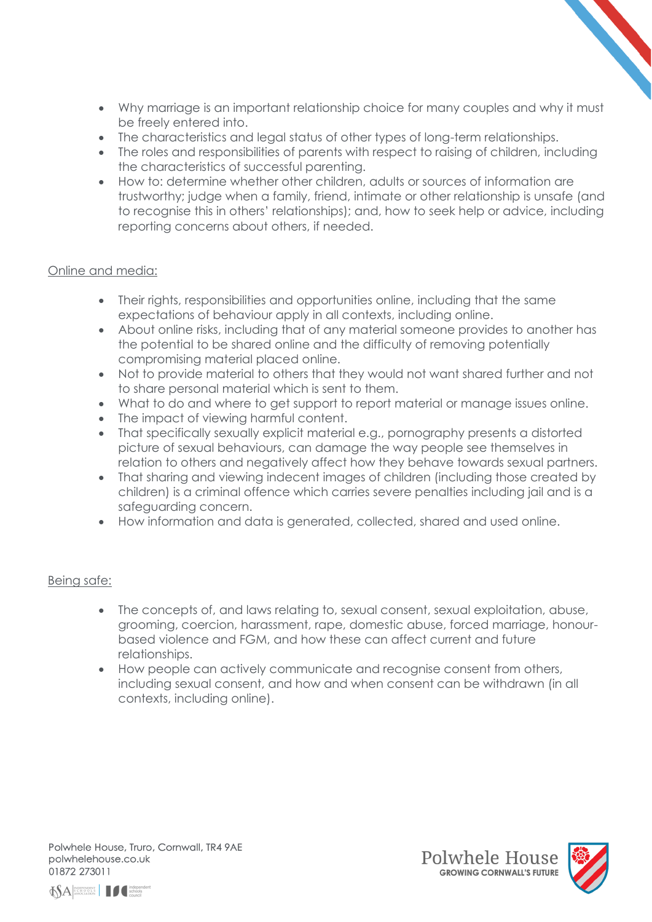- Why marriage is an important relationship choice for many couples and why it must be freely entered into.
- The characteristics and legal status of other types of long-term relationships.
- The roles and responsibilities of parents with respect to raising of children, including the characteristics of successful parenting.
- How to: determine whether other children, adults or sources of information are trustworthy; judge when a family, friend, intimate or other relationship is unsafe (and to recognise this in others' relationships); and, how to seek help or advice, including reporting concerns about others, if needed.

Online and media:

- Their rights, responsibilities and opportunities online, including that the same expectations of behaviour apply in all contexts, including online.
- About online risks, including that of any material someone provides to another has the potential to be shared online and the difficulty of removing potentially compromising material placed online.
- Not to provide material to others that they would not want shared further and not to share personal material which is sent to them.
- What to do and where to get support to report material or manage issues online.
- The impact of viewing harmful content.
- That specifically sexually explicit material e.g., pornography presents a distorted picture of sexual behaviours, can damage the way people see themselves in relation to others and negatively affect how they behave towards sexual partners.
- That sharing and viewing indecent images of children (including those created by children) is a criminal offence which carries severe penalties including jail and is a safeguarding concern.
- How information and data is generated, collected, shared and used online.

Being safe:

- The concepts of, and laws relating to, sexual consent, sexual exploitation, abuse, grooming, coercion, harassment, rape, domestic abuse, forced marriage, honour-based violence and FGM, and how these can affect current and future relationships.
- How people can actively communicate and recognise consent from others, including sexual consent, and how and when consent can be withdrawn (in all contexts, including online).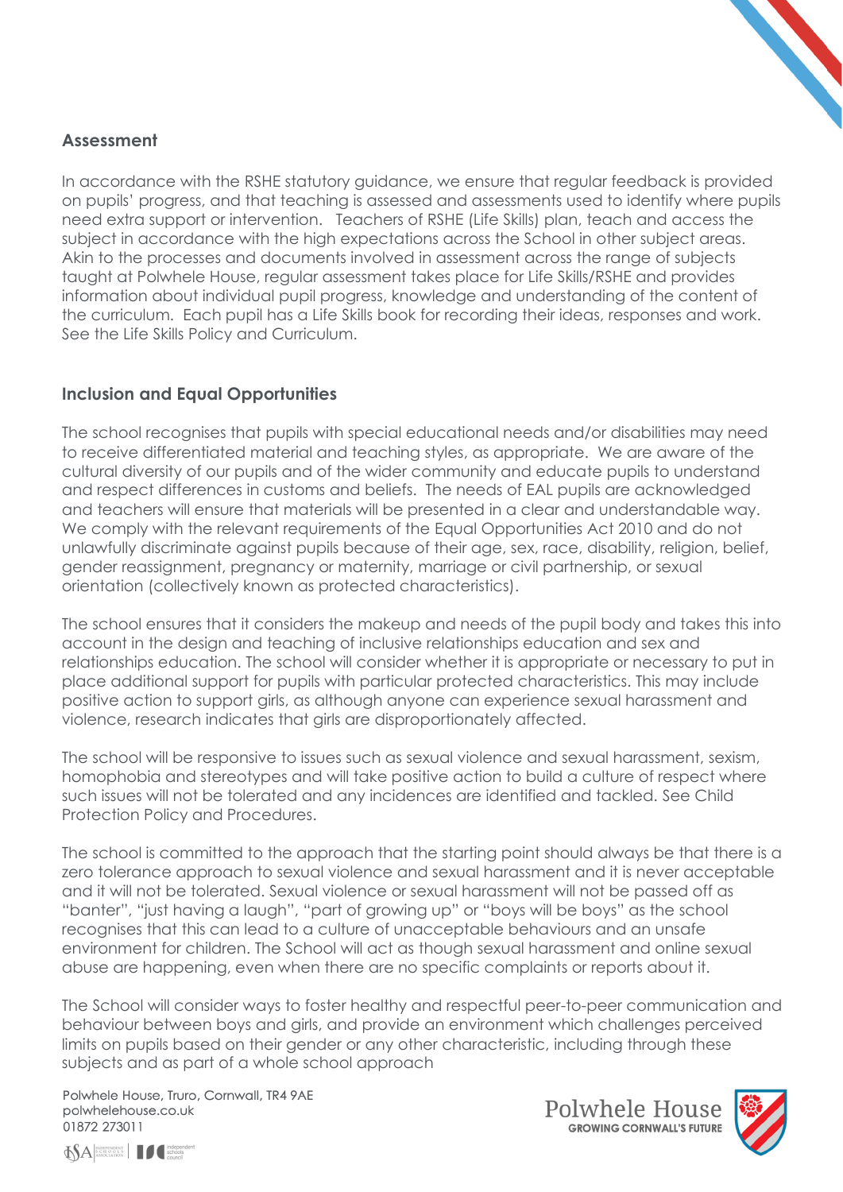## Assessment

In accordance with the RSHE statutory guidance, we ensure that regular feedback is provided on pupils' progress, and that teaching is assessed and assessments used to identify where pupils need extra support or intervention. Teachers of RSHE (Life Skills) plan, teach and access the subject in accordance with the high expectations across the School in other subject areas. Akin to the processes and documents involved in assessment across the range of subjects taught at Polwhele House, regular assessment takes place for Life Skills/RSHE and provides information about individual pupil progress, knowledge and understanding of the content of the curriculum. Each pupil has a Life Skills book for recording their ideas, responses and work. See the Life Skills Policy and Curriculum.

## Inclusion and Equal Opportunities

The school recognises that pupils with special educational needs and/or disabilities may need to receive differentiated material and teaching styles, as appropriate. We are aware of the cultural diversity of our pupils and of the wider community and educate pupils to understand and respect differences in customs and beliefs. The needs of EAL pupils are acknowledged and teachers will ensure that materials will be presented in a clear and understandable way. We comply with the relevant requirements of the Equal Opportunities Act 2010 and do not unlawfully discriminate against pupils because of their age, sex, race, disability, religion, belief, gender reassignment, pregnancy or maternity, marriage or civil partnership, or sexual orientation (collectively known as protected characteristics).

The school ensures that it considers the makeup and needs of the pupil body and takes this into account in the design and teaching of inclusive relationships education and sex and relationships education. The school will consider whether it is appropriate or necessary to put in place additional support for pupils with particular protected characteristics. This may include positive action to support girls, as although anyone can experience sexual harassment and violence, research indicates that girls are disproportionately affected.

The school will be responsive to issues such as sexual violence and sexual harassment, sexism, homophobia and stereotypes and will take positive action to build a culture of respect where such issues will not be tolerated and any incidences are identified and tackled. See Child Protection Policy and Procedures.

The school is committed to the approach that the starting point should always be that there is a zero tolerance approach to sexual violence and sexual harassment and it is never acceptable and it will not be tolerated. Sexual violence or sexual harassment will not be passed off as "banter", "just having a laugh", "part of growing up" or "boys will be boys" as the school recognises that this can lead to a culture of unacceptable behaviours and an unsafe environment for children. The School will act as though sexual harassment and online sexual abuse are happening, even when there are no specific complaints or reports about it.

The School will consider ways to foster healthy and respectful peer-to-peer communication and behaviour between boys and girls, and provide an environment which challenges perceived limits on pupils based on their gender or any other characteristic, including through these subjects and as part of a whole school approach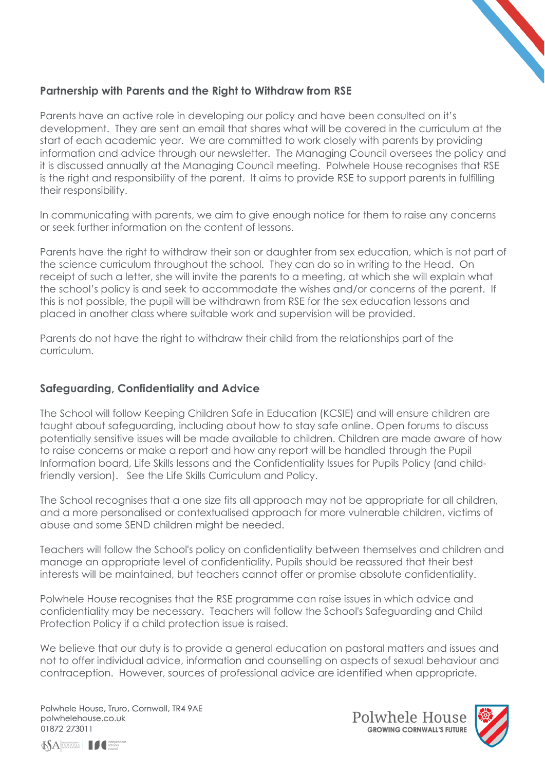## Partnership with Parents and the Right to Withdraw from RSE

Parents have an active role in developing our policy and have been consulted on it's development. They are sent an email that shares what will be covered in the curriculum at the start of each academic year. We are committed to work closely with parents by providing information and advice through our newsletter. The Managing Council oversees the policy and it is discussed annually at the Managing Council meeting. Polwhele House recognises that RSE is the right and responsibility of the parent. It aims to provide RSE to support parents in fulfilling their responsibility.

In communicating with parents, we aim to give enough notice for them to raise any concerns or seek further information on the content of lessons.

Parents have the right to withdraw their son or daughter from sex education, which is not part of the science curriculum throughout the school. They can do so in writing to the Head. On receipt of such a letter, she will invite the parents to a meeting, at which she will explain what the school's policy is and seek to accommodate the wishes and/or concerns of the parent. If this is not possible, the pupil will be withdrawn from RSE for the sex education lessons and placed in another class where suitable work and supervision will be provided.

Parents do not have the right to withdraw their child from the relationships part of the curriculum.

## Safeguarding, Confidentiality and Advice

The School will follow Keeping Children Safe in Education (KCSIE) and will ensure children are taught about safeguarding, including about how to stay safe online. Open forums to discuss potentially sensitive issues will be made available to children. Children are made aware of how to raise concerns or make a report and how any report will be handled through the Pupil Information board, Life Skills lessons and the Confidentiality Issues for Pupils Policy (and child-friendly version). See the Life Skills Curriculum and Policy.

The School recognises that a one size fits all approach may not be appropriate for all children, and a more personalised or contextualised approach for more vulnerable children, victims of abuse and some SEND children might be needed.

Teachers will follow the School's policy on confidentiality between themselves and children and manage an appropriate level of confidentiality. Pupils should be reassured that their best interests will be maintained, but teachers cannot offer or promise absolute confidentiality.

Polwhele House recognises that the RSE programme can raise issues in which advice and confidentiality may be necessary. Teachers will follow the School's Safeguarding and Child Protection Policy if a child protection issue is raised.

We believe that our duty is to provide a general education on pastoral matters and issues and not to offer individual advice, information and counselling on aspects of sexual behaviour and contraception. However, sources of professional advice are identified when appropriate.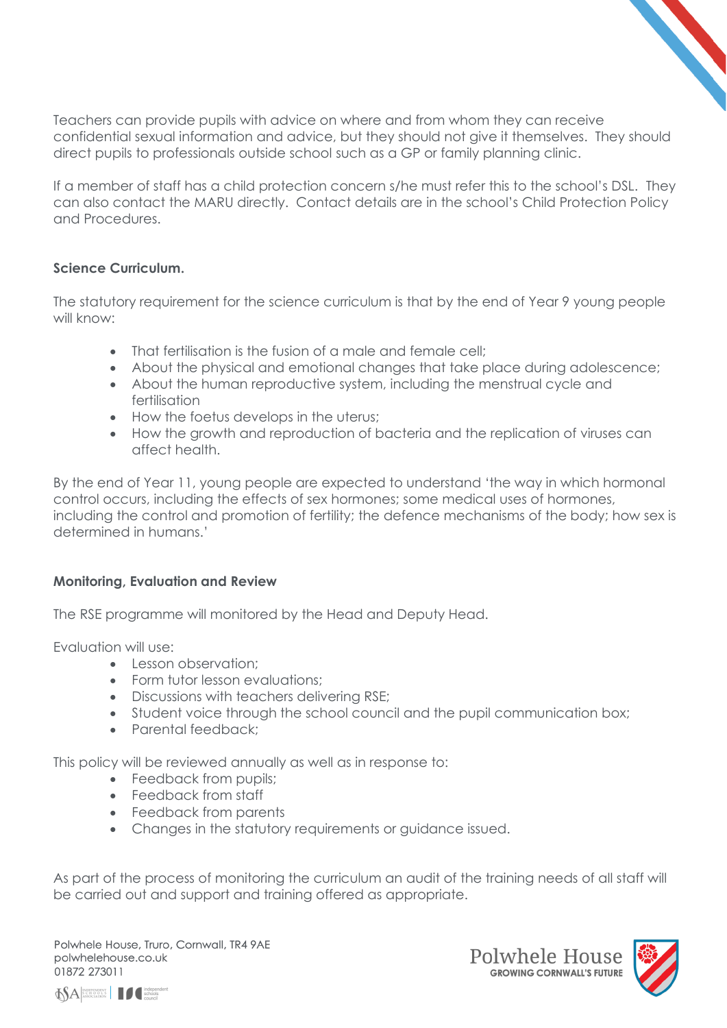Teachers can provide pupils with advice on where and from whom they can receive confidential sexual information and advice, but they should not give it themselves. They should direct pupils to professionals outside school such as a GP or family planning clinic.

If a member of staff has a child protection concern s/he must refer this to the school's DSL. They can also contact the MARU directly. Contact details are in the school's Child Protection Policy and Procedures.

**Science Curriculum.**

The statutory requirement for the science curriculum is that by the end of Year 9 young people will know:

- That fertilisation is the fusion of a male and female cell;
- About the physical and emotional changes that take place during adolescence;
- About the human reproductive system, including the menstrual cycle and fertilisation
- How the foetus develops in the uterus;
- How the growth and reproduction of bacteria and the replication of viruses can affect health.

By the end of Year 11, young people are expected to understand 'the way in which hormonal control occurs, including the effects of sex hormones; some medical uses of hormones, including the control and promotion of fertility; the defence mechanisms of the body; how sex is determined in humans.'

**Monitoring, Evaluation and Review**

The RSE programme will monitored by the Head and Deputy Head.

Evaluation will use:

- Lesson observation;
- Form tutor lesson evaluations;
- Discussions with teachers delivering RSE;
- Student voice through the school council and the pupil communication box;
- Parental feedback;

This policy will be reviewed annually as well as in response to:

- Feedback from pupils;
- Feedback from staff
- Feedback from parents
- Changes in the statutory requirements or guidance issued.

As part of the process of monitoring the curriculum an audit of the training needs of all staff will be carried out and support and training offered as appropriate.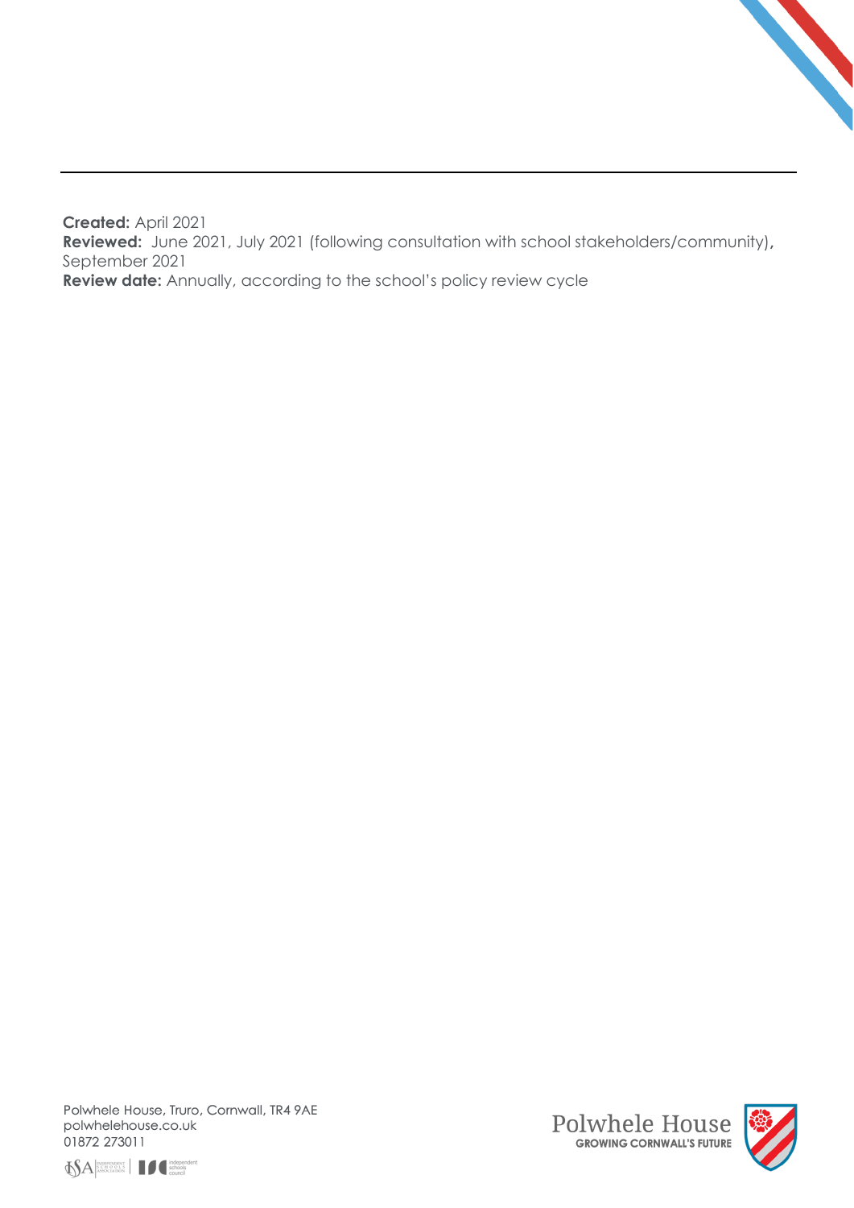**Created:** April 2021
**Reviewed:** June 2021, July 2021 (following consultation with school stakeholders/community), September 2021
**Review date:** Annually, according to the school's policy review cycle